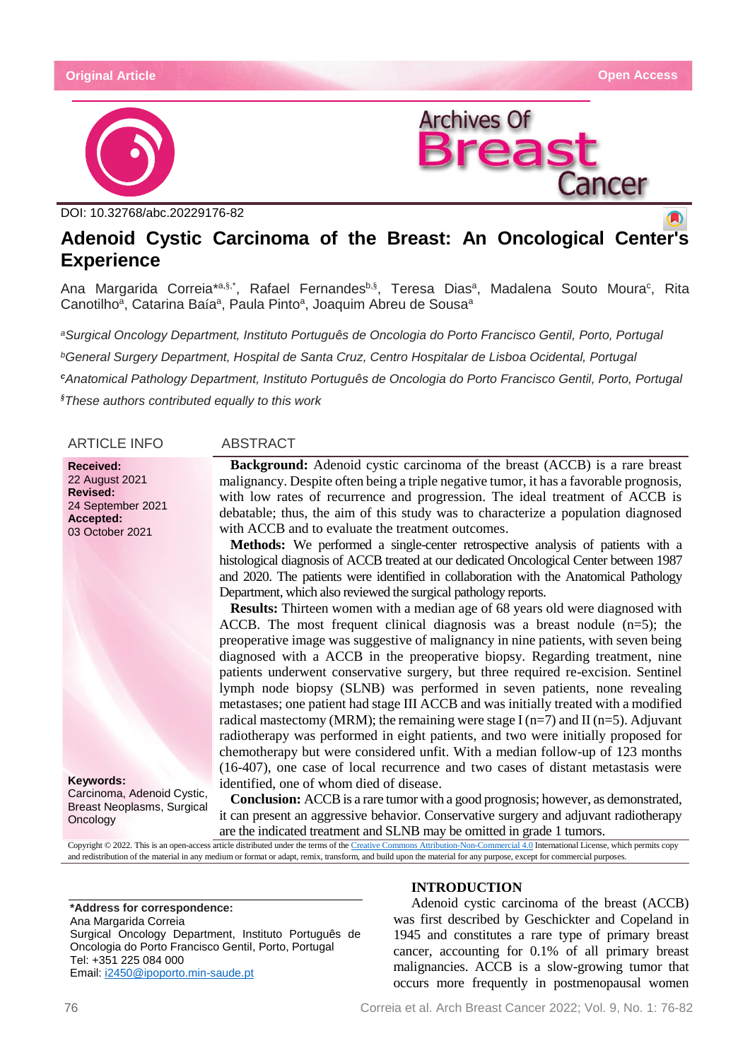Original Article

Open Access

DOI: 10.32768/abc.20229176-82

# Adenoid Cystic Carcinoma of the Breast: An Oncological Center's Experience

Ana Margarida Correia*[a,§,*], Rafael Fernandes[b,§], Teresa Dias[a], Madalena Souto Moura[c], Rita Canotilho[a], Catarina Baía[a], Paula Pinto[a], Joaquim Abreu de Sousa[a]

*[a]Surgical Oncology Department, Instituto Português de Oncologia do Porto Francisco Gentil, Porto, Portugal*

*[b]General Surgery Department, Hospital de Santa Cruz, Centro Hospitalar de Lisboa Ocidental, Portugal*

*[c]Anatomical Pathology Department, Instituto Português de Oncologia do Porto Francisco Gentil, Porto, Portugal*

*[§]These authors contributed equally to this work*

## ARTICLE INFO

**Received:**
22 August 2021
**Revised:**
24 September 2021
**Accepted:**
03 October 2021

**Keywords:**
Carcinoma, Adenoid Cystic, Breast Neoplasms, Surgical Oncology

## ABSTRACT

**Background:** Adenoid cystic carcinoma of the breast (ACCB) is a rare breast malignancy. Despite often being a triple negative tumor, it has a favorable prognosis, with low rates of recurrence and progression. The ideal treatment of ACCB is debatable; thus, the aim of this study was to characterize a population diagnosed with ACCB and to evaluate the treatment outcomes.

**Methods:** We performed a single-center retrospective analysis of patients with a histological diagnosis of ACCB treated at our dedicated Oncological Center between 1987 and 2020. The patients were identified in collaboration with the Anatomical Pathology Department, which also reviewed the surgical pathology reports.

**Results:** Thirteen women with a median age of 68 years old were diagnosed with ACCB. The most frequent clinical diagnosis was a breast nodule (n=5); the preoperative image was suggestive of malignancy in nine patients, with seven being diagnosed with a ACCB in the preoperative biopsy. Regarding treatment, nine patients underwent conservative surgery, but three required re-excision. Sentinel lymph node biopsy (SLNB) was performed in seven patients, none revealing metastases; one patient had stage III ACCB and was initially treated with a modified radical mastectomy (MRM); the remaining were stage I (n=7) and II (n=5). Adjuvant radiotherapy was performed in eight patients, and two were initially proposed for chemotherapy but were considered unfit. With a median follow-up of 123 months (16-407), one case of local recurrence and two cases of distant metastasis were identified, one of whom died of disease.

**Conclusion:** ACCB is a rare tumor with a good prognosis; however, as demonstrated, it can present an aggressive behavior. Conservative surgery and adjuvant radiotherapy are the indicated treatment and SLNB may be omitted in grade 1 tumors.

Copyright © 2022. This is an open-access article distributed under the terms of the Creative Commons Attribution-Non-Commercial 4.0 International License, which permits copy and redistribution of the material in any medium or format or adapt, remix, transform, and build upon the material for any purpose, except for commercial purposes.

**\*Address for correspondence:**
Ana Margarida Correia
Surgical Oncology Department, Instituto Português de Oncologia do Porto Francisco Gentil, Porto, Portugal
Tel: +351 225 084 000
Email: i2450@ipoporto.min-saude.pt

## INTRODUCTION

Adenoid cystic carcinoma of the breast (ACCB) was first described by Geschickter and Copeland in 1945 and constitutes a rare type of primary breast cancer, accounting for 0.1% of all primary breast malignancies. ACCB is a slow-growing tumor that occurs more frequently in postmenopausal women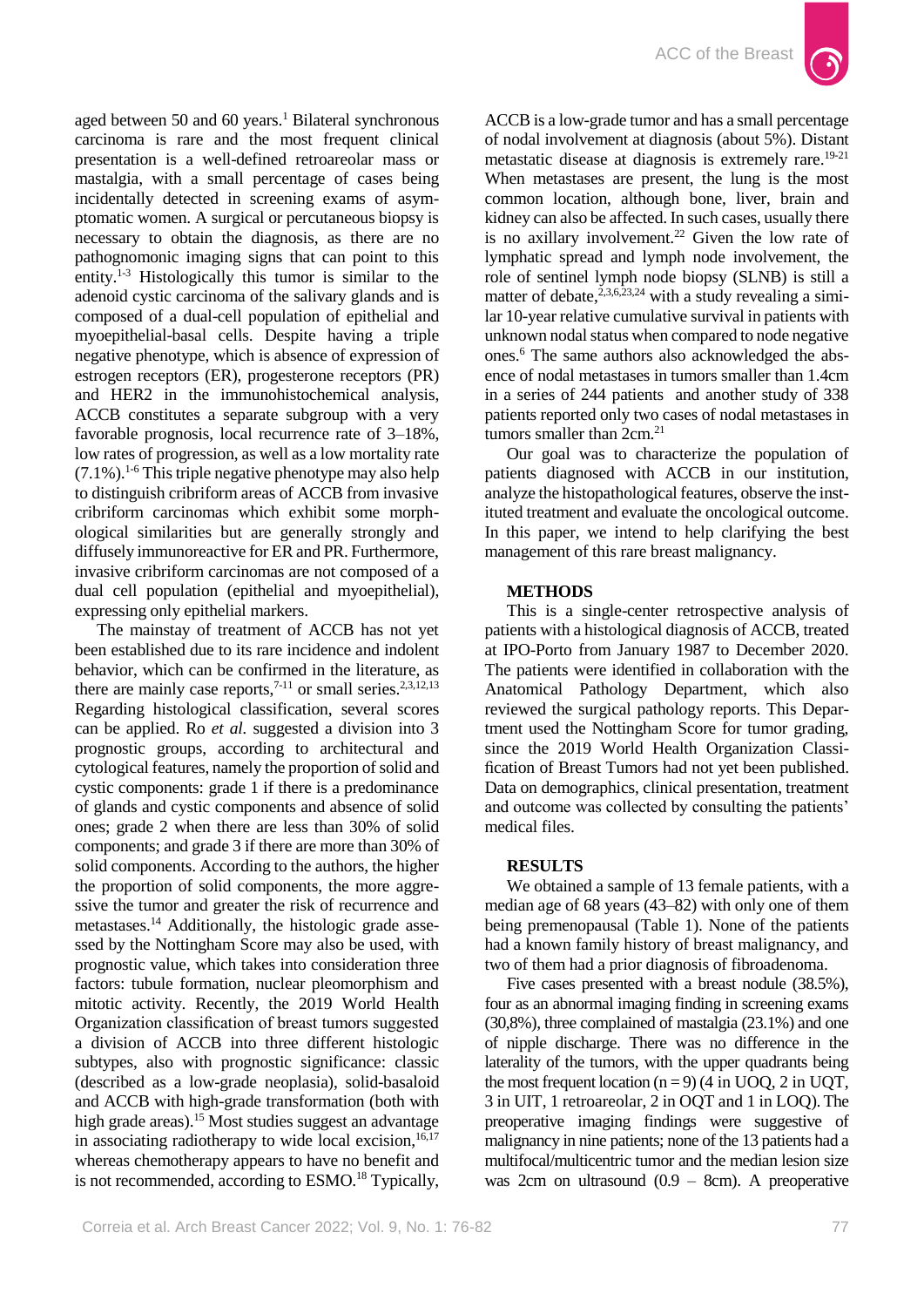aged between 50 and 60 years.[1] Bilateral synchronous carcinoma is rare and the most frequent clinical presentation is a well-defined retroareolar mass or mastalgia, with a small percentage of cases being incidentally detected in screening exams of asymptomatic women. A surgical or percutaneous biopsy is necessary to obtain the diagnosis, as there are no pathognomonic imaging signs that can point to this entity.[1-3] Histologically this tumor is similar to the adenoid cystic carcinoma of the salivary glands and is composed of a dual-cell population of epithelial and myoepithelial-basal cells. Despite having a triple negative phenotype, which is absence of expression of estrogen receptors (ER), progesterone receptors (PR) and HER2 in the immunohistochemical analysis, ACCB constitutes a separate subgroup with a very favorable prognosis, local recurrence rate of 3–18%, low rates of progression, as well as a low mortality rate (7.1%).[1-6] This triple negative phenotype may also help to distinguish cribriform areas of ACCB from invasive cribriform carcinomas which exhibit some morphological similarities but are generally strongly and diffusely immunoreactive for ER and PR. Furthermore, invasive cribriform carcinomas are not composed of a dual cell population (epithelial and myoepithelial), expressing only epithelial markers.

The mainstay of treatment of ACCB has not yet been established due to its rare incidence and indolent behavior, which can be confirmed in the literature, as there are mainly case reports,[7-11] or small series.[2,3,12,13] Regarding histological classification, several scores can be applied. Ro *et al.* suggested a division into 3 prognostic groups, according to architectural and cytological features, namely the proportion of solid and cystic components: grade 1 if there is a predominance of glands and cystic components and absence of solid ones; grade 2 when there are less than 30% of solid components; and grade 3 if there are more than 30% of solid components. According to the authors, the higher the proportion of solid components, the more aggressive the tumor and greater the risk of recurrence and metastases.[14] Additionally, the histologic grade assessed by the Nottingham Score may also be used, with prognostic value, which takes into consideration three factors: tubule formation, nuclear pleomorphism and mitotic activity. Recently, the 2019 World Health Organization classification of breast tumors suggested a division of ACCB into three different histologic subtypes, also with prognostic significance: classic (described as a low-grade neoplasia), solid-basaloid and ACCB with high-grade transformation (both with high grade areas).[15] Most studies suggest an advantage in associating radiotherapy to wide local excision,[16,17] whereas chemotherapy appears to have no benefit and is not recommended, according to ESMO.[18] Typically, ACCB is a low-grade tumor and has a small percentage of nodal involvement at diagnosis (about 5%). Distant metastatic disease at diagnosis is extremely rare.[19-21] When metastases are present, the lung is the most common location, although bone, liver, brain and kidney can also be affected. In such cases, usually there is no axillary involvement.[22] Given the low rate of lymphatic spread and lymph node involvement, the role of sentinel lymph node biopsy (SLNB) is still a matter of debate,[2,3,6,23,24] with a study revealing a similar 10-year relative cumulative survival in patients with unknown nodal status when compared to node negative ones.[6] The same authors also acknowledged the absence of nodal metastases in tumors smaller than 1.4cm in a series of 244 patients and another study of 338 patients reported only two cases of nodal metastases in tumors smaller than 2cm.[21]

Our goal was to characterize the population of patients diagnosed with ACCB in our institution, analyze the histopathological features, observe the instituted treatment and evaluate the oncological outcome. In this paper, we intend to help clarifying the best management of this rare breast malignancy.

## METHODS

This is a single-center retrospective analysis of patients with a histological diagnosis of ACCB, treated at IPO-Porto from January 1987 to December 2020. The patients were identified in collaboration with the Anatomical Pathology Department, which also reviewed the surgical pathology reports. This Department used the Nottingham Score for tumor grading, since the 2019 World Health Organization Classification of Breast Tumors had not yet been published. Data on demographics, clinical presentation, treatment and outcome was collected by consulting the patients' medical files.

## RESULTS

We obtained a sample of 13 female patients, with a median age of 68 years (43–82) with only one of them being premenopausal (Table 1). None of the patients had a known family history of breast malignancy, and two of them had a prior diagnosis of fibroadenoma.

Five cases presented with a breast nodule (38.5%), four as an abnormal imaging finding in screening exams (30,8%), three complained of mastalgia (23.1%) and one of nipple discharge. There was no difference in the laterality of the tumors, with the upper quadrants being the most frequent location (n = 9) (4 in UOQ, 2 in UQT, 3 in UIT, 1 retroareolar, 2 in OQT and 1 in LOQ). The preoperative imaging findings were suggestive of malignancy in nine patients; none of the 13 patients had a multifocal/multicentric tumor and the median lesion size was 2cm on ultrasound (0.9 – 8cm). A preoperative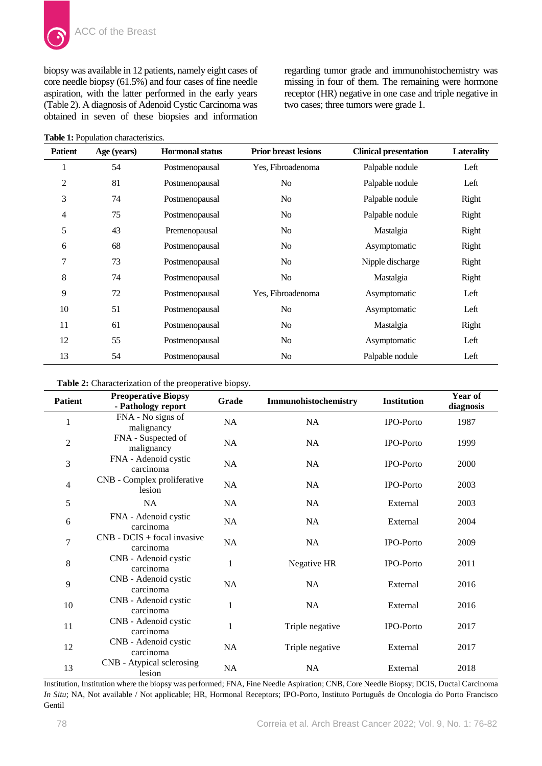biopsy was available in 12 patients, namely eight cases of core needle biopsy (61.5%) and four cases of fine needle aspiration, with the latter performed in the early years (Table 2). A diagnosis of Adenoid Cystic Carcinoma was obtained in seven of these biopsies and information regarding tumor grade and immunohistochemistry was missing in four of them. The remaining were hormone receptor (HR) negative in one case and triple negative in two cases; three tumors were grade 1.

**Table 1:** Population characteristics.

| Patient | Age (years) | Hormonal status | Prior breast lesions | Clinical presentation | Laterality |
|---|---|---|---|---|---|
| 1 | 54 | Postmenopausal | Yes, Fibroadenoma | Palpable nodule | Left |
| 2 | 81 | Postmenopausal | No | Palpable nodule | Left |
| 3 | 74 | Postmenopausal | No | Palpable nodule | Right |
| 4 | 75 | Postmenopausal | No | Palpable nodule | Right |
| 5 | 43 | Premenopausal | No | Mastalgia | Right |
| 6 | 68 | Postmenopausal | No | Asymptomatic | Right |
| 7 | 73 | Postmenopausal | No | Nipple discharge | Right |
| 8 | 74 | Postmenopausal | No | Mastalgia | Right |
| 9 | 72 | Postmenopausal | Yes, Fibroadenoma | Asymptomatic | Left |
| 10 | 51 | Postmenopausal | No | Asymptomatic | Left |
| 11 | 61 | Postmenopausal | No | Mastalgia | Right |
| 12 | 55 | Postmenopausal | No | Asymptomatic | Left |
| 13 | 54 | Postmenopausal | No | Palpable nodule | Left |

**Table 2:** Characterization of the preoperative biopsy.

| Patient | Preoperative Biopsy - Pathology report | Grade | Immunohistochemistry | Institution | Year of diagnosis |
|---|---|---|---|---|---|
| 1 | FNA - No signs of malignancy | NA | NA | IPO-Porto | 1987 |
| 2 | FNA - Suspected of malignancy | NA | NA | IPO-Porto | 1999 |
| 3 | FNA - Adenoid cystic carcinoma | NA | NA | IPO-Porto | 2000 |
| 4 | CNB - Complex proliferative lesion | NA | NA | IPO-Porto | 2003 |
| 5 | NA | NA | NA | External | 2003 |
| 6 | FNA - Adenoid cystic carcinoma | NA | NA | External | 2004 |
| 7 | CNB - DCIS + focal invasive carcinoma | NA | NA | IPO-Porto | 2009 |
| 8 | CNB - Adenoid cystic carcinoma | 1 | Negative HR | IPO-Porto | 2011 |
| 9 | CNB - Adenoid cystic carcinoma | NA | NA | External | 2016 |
| 10 | CNB - Adenoid cystic carcinoma | 1 | NA | External | 2016 |
| 11 | CNB - Adenoid cystic carcinoma | 1 | Triple negative | IPO-Porto | 2017 |
| 12 | CNB - Adenoid cystic carcinoma | NA | Triple negative | External | 2017 |
| 13 | CNB - Atypical sclerosing lesion | NA | NA | External | 2018 |

Institution, Institution where the biopsy was performed; FNA, Fine Needle Aspiration; CNB, Core Needle Biopsy; DCIS, Ductal Carcinoma *In Situ*; NA, Not available / Not applicable; HR, Hormonal Receptors; IPO-Porto, Instituto Português de Oncologia do Porto Francisco Gentil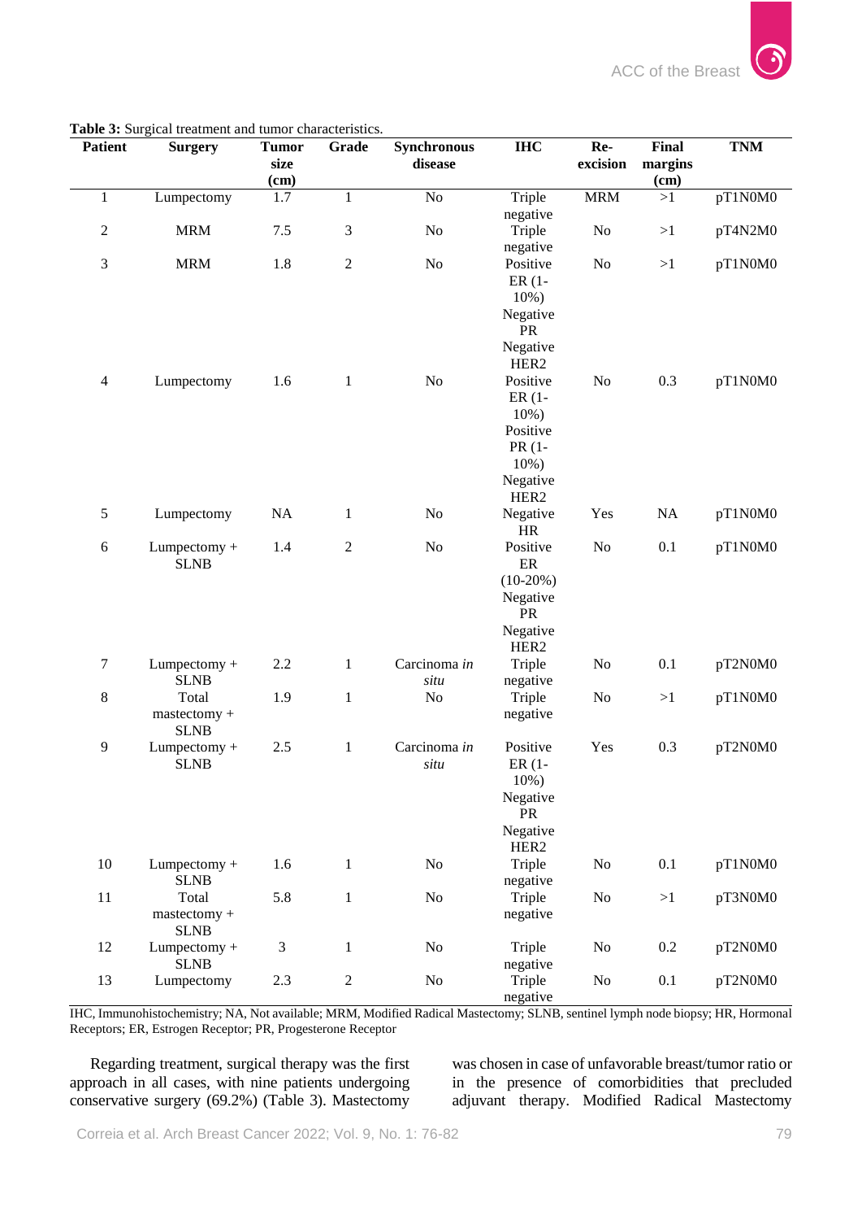**Table 3:** Surgical treatment and tumor characteristics.

| Patient | Surgery | Tumor size (cm) | Grade | Synchronous disease | IHC | Re-excision | Final margins (cm) | TNM |
|---|---|---|---|---|---|---|---|---|
| 1 | Lumpectomy | 1.7 | 1 | No | Triple negative | MRM | >1 | pT1N0M0 |
| 2 | MRM | 7.5 | 3 | No | Triple negative | No | >1 | pT4N2M0 |
| 3 | MRM | 1.8 | 2 | No | Positive ER (1-10%) Negative PR Negative HER2 | No | >1 | pT1N0M0 |
| 4 | Lumpectomy | 1.6 | 1 | No | Positive ER (1-10%) Positive PR (1-10%) Negative HER2 | No | 0.3 | pT1N0M0 |
| 5 | Lumpectomy | NA | 1 | No | Negative HR | Yes | NA | pT1N0M0 |
| 6 | Lumpectomy + SLNB | 1.4 | 2 | No | Positive ER (10-20%) Negative PR Negative HER2 | No | 0.1 | pT1N0M0 |
| 7 | Lumpectomy + SLNB | 2.2 | 1 | Carcinoma *in situ* | Triple negative | No | 0.1 | pT2N0M0 |
| 8 | Total mastectomy + SLNB | 1.9 | 1 | No | Triple negative | No | >1 | pT1N0M0 |
| 9 | Lumpectomy + SLNB | 2.5 | 1 | Carcinoma *in situ* | Positive ER (1-10%) Negative PR Negative HER2 | Yes | 0.3 | pT2N0M0 |
| 10 | Lumpectomy + SLNB | 1.6 | 1 | No | Triple negative | No | 0.1 | pT1N0M0 |
| 11 | Total mastectomy + SLNB | 5.8 | 1 | No | Triple negative | No | >1 | pT3N0M0 |
| 12 | Lumpectomy + SLNB | 3 | 1 | No | Triple negative | No | 0.2 | pT2N0M0 |
| 13 | Lumpectomy | 2.3 | 2 | No | Triple negative | No | 0.1 | pT2N0M0 |

IHC, Immunohistochemistry; NA, Not available; MRM, Modified Radical Mastectomy; SLNB, sentinel lymph node biopsy; HR, Hormonal Receptors; ER, Estrogen Receptor; PR, Progesterone Receptor

Regarding treatment, surgical therapy was the first approach in all cases, with nine patients undergoing conservative surgery (69.2%) (Table 3). Mastectomy was chosen in case of unfavorable breast/tumor ratio or in the presence of comorbidities that precluded adjuvant therapy. Modified Radical Mastectomy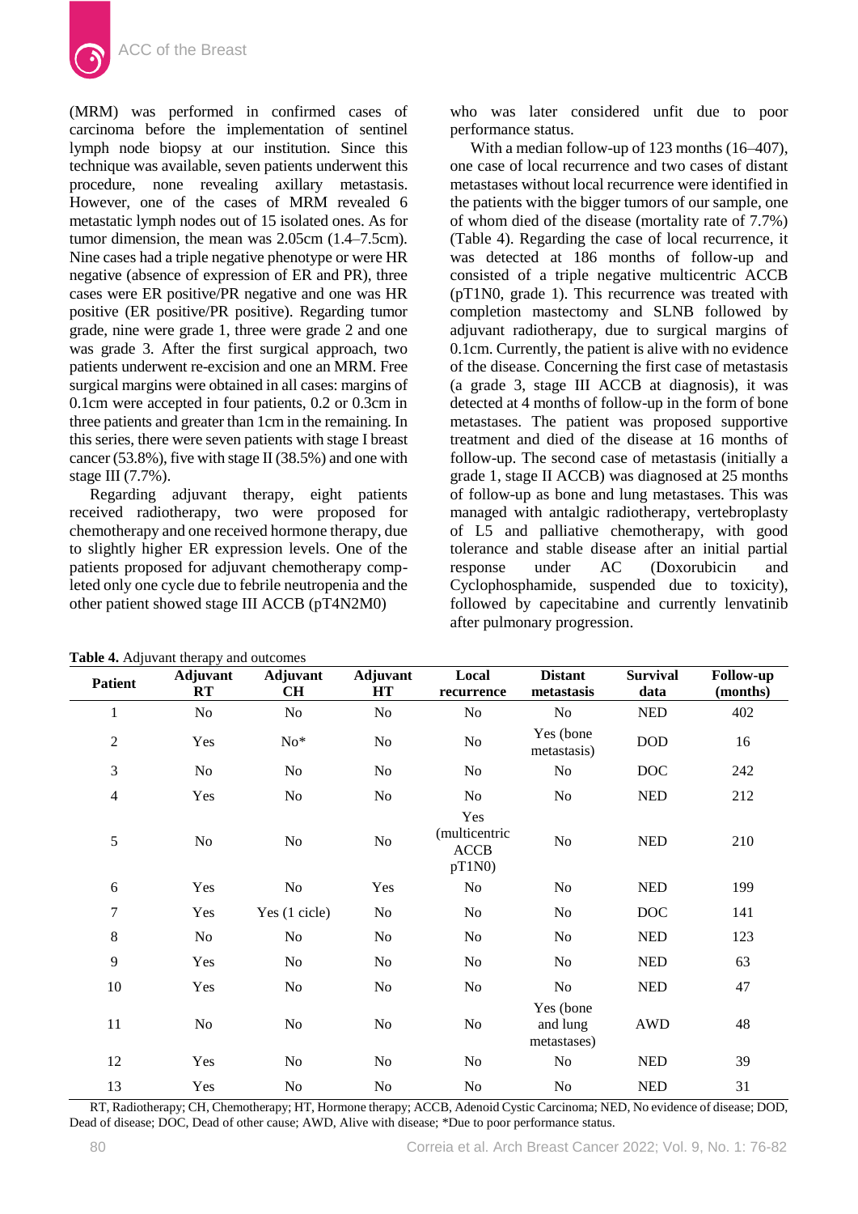(MRM) was performed in confirmed cases of carcinoma before the implementation of sentinel lymph node biopsy at our institution. Since this technique was available, seven patients underwent this procedure, none revealing axillary metastasis. However, one of the cases of MRM revealed 6 metastatic lymph nodes out of 15 isolated ones. As for tumor dimension, the mean was 2.05cm (1.4–7.5cm). Nine cases had a triple negative phenotype or were HR negative (absence of expression of ER and PR), three cases were ER positive/PR negative and one was HR positive (ER positive/PR positive). Regarding tumor grade, nine were grade 1, three were grade 2 and one was grade 3. After the first surgical approach, two patients underwent re-excision and one an MRM. Free surgical margins were obtained in all cases: margins of 0.1cm were accepted in four patients, 0.2 or 0.3cm in three patients and greater than 1cm in the remaining. In this series, there were seven patients with stage I breast cancer (53.8%), five with stage II (38.5%) and one with stage III (7.7%).

Regarding adjuvant therapy, eight patients received radiotherapy, two were proposed for chemotherapy and one received hormone therapy, due to slightly higher ER expression levels. One of the patients proposed for adjuvant chemotherapy completed only one cycle due to febrile neutropenia and the other patient showed stage III ACCB (pT4N2M0) who was later considered unfit due to poor performance status.

With a median follow-up of 123 months (16–407), one case of local recurrence and two cases of distant metastases without local recurrence were identified in the patients with the bigger tumors of our sample, one of whom died of the disease (mortality rate of 7.7%) (Table 4). Regarding the case of local recurrence, it was detected at 186 months of follow-up and consisted of a triple negative multicentric ACCB (pT1N0, grade 1). This recurrence was treated with completion mastectomy and SLNB followed by adjuvant radiotherapy, due to surgical margins of 0.1cm. Currently, the patient is alive with no evidence of the disease. Concerning the first case of metastasis (a grade 3, stage III ACCB at diagnosis), it was detected at 4 months of follow-up in the form of bone metastases. The patient was proposed supportive treatment and died of the disease at 16 months of follow-up. The second case of metastasis (initially a grade 1, stage II ACCB) was diagnosed at 25 months of follow-up as bone and lung metastases. This was managed with antalgic radiotherapy, vertebroplasty of L5 and palliative chemotherapy, with good tolerance and stable disease after an initial partial response under AC (Doxorubicin and Cyclophosphamide, suspended due to toxicity), followed by capecitabine and currently lenvatinib after pulmonary progression.

**Table 4.** Adjuvant therapy and outcomes

| Patient | Adjuvant RT | Adjuvant CH | Adjuvant HT | Local recurrence | Distant metastasis | Survival data | Follow-up (months) |
|---|---|---|---|---|---|---|---|
| 1 | No | No | No | No | No | NED | 402 |
| 2 | Yes | No* | No | No | Yes (bone metastasis) | DOD | 16 |
| 3 | No | No | No | No | No | DOC | 242 |
| 4 | Yes | No | No | No | No | NED | 212 |
| 5 | No | No | No | Yes (multicentric ACCB pT1N0) | No | NED | 210 |
| 6 | Yes | No | Yes | No | No | NED | 199 |
| 7 | Yes | Yes (1 cicle) | No | No | No | DOC | 141 |
| 8 | No | No | No | No | No | NED | 123 |
| 9 | Yes | No | No | No | No | NED | 63 |
| 10 | Yes | No | No | No | No | NED | 47 |
| 11 | No | No | No | No | Yes (bone and lung metastases) | AWD | 48 |
| 12 | Yes | No | No | No | No | NED | 39 |
| 13 | Yes | No | No | No | No | NED | 31 |

RT, Radiotherapy; CH, Chemotherapy; HT, Hormone therapy; ACCB, Adenoid Cystic Carcinoma; NED, No evidence of disease; DOD, Dead of disease; DOC, Dead of other cause; AWD, Alive with disease; *Due to poor performance status.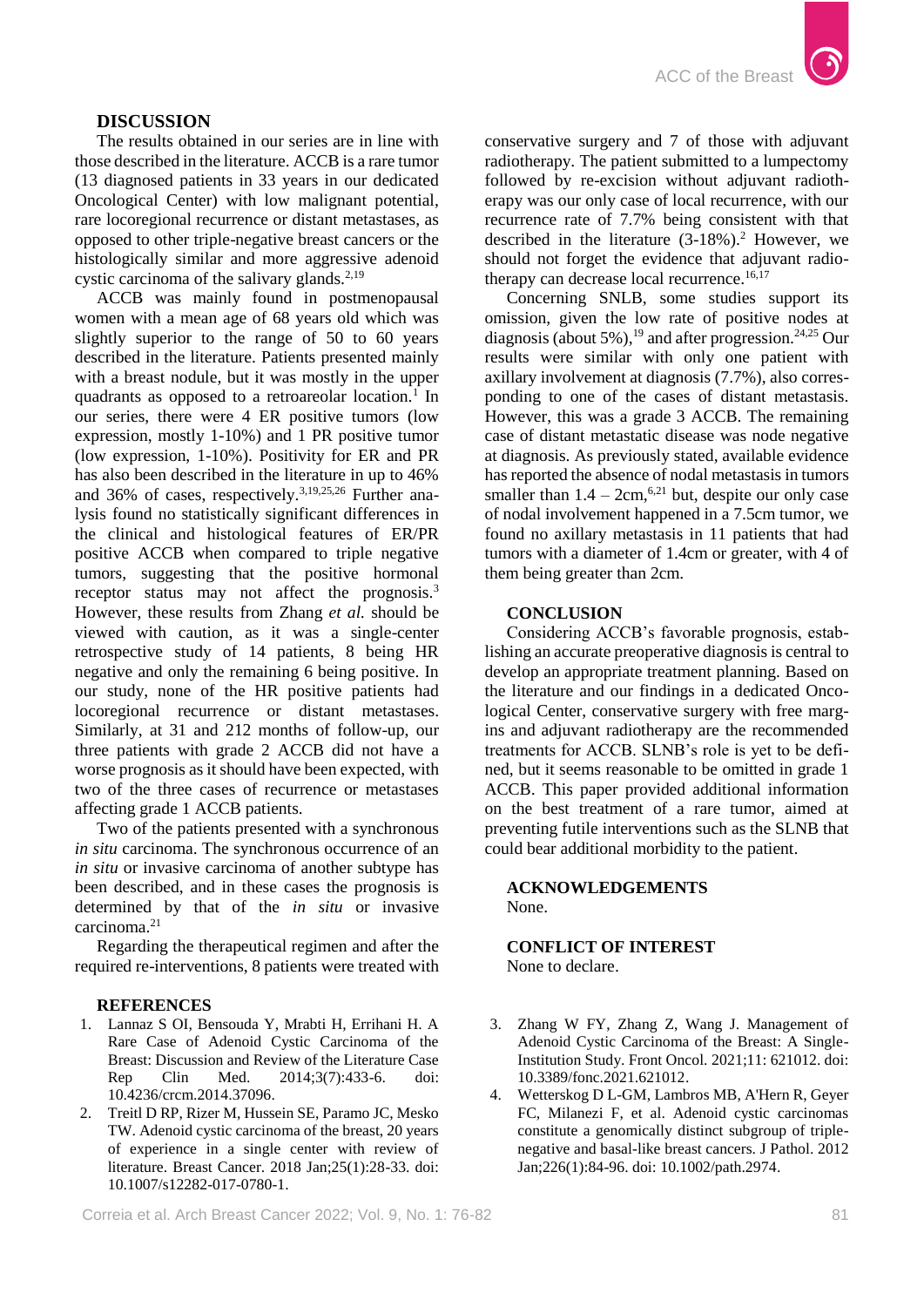## DISCUSSION

The results obtained in our series are in line with those described in the literature. ACCB is a rare tumor (13 diagnosed patients in 33 years in our dedicated Oncological Center) with low malignant potential, rare locoregional recurrence or distant metastases, as opposed to other triple-negative breast cancers or the histologically similar and more aggressive adenoid cystic carcinoma of the salivary glands.[2,19]

ACCB was mainly found in postmenopausal women with a mean age of 68 years old which was slightly superior to the range of 50 to 60 years described in the literature. Patients presented mainly with a breast nodule, but it was mostly in the upper quadrants as opposed to a retroareolar location.[1] In our series, there were 4 ER positive tumors (low expression, mostly 1-10%) and 1 PR positive tumor (low expression, 1-10%). Positivity for ER and PR has also been described in the literature in up to 46% and 36% of cases, respectively.[3,19,25,26] Further analysis found no statistically significant differences in the clinical and histological features of ER/PR positive ACCB when compared to triple negative tumors, suggesting that the positive hormonal receptor status may not affect the prognosis.[3] However, these results from Zhang *et al.* should be viewed with caution, as it was a single-center retrospective study of 14 patients, 8 being HR negative and only the remaining 6 being positive. In our study, none of the HR positive patients had locoregional recurrence or distant metastases. Similarly, at 31 and 212 months of follow-up, our three patients with grade 2 ACCB did not have a worse prognosis as it should have been expected, with two of the three cases of recurrence or metastases affecting grade 1 ACCB patients.

Two of the patients presented with a synchronous *in situ* carcinoma. The synchronous occurrence of an *in situ* or invasive carcinoma of another subtype has been described, and in these cases the prognosis is determined by that of the *in situ* or invasive carcinoma.[21]

Regarding the therapeutical regimen and after the required re-interventions, 8 patients were treated with conservative surgery and 7 of those with adjuvant radiotherapy. The patient submitted to a lumpectomy followed by re-excision without adjuvant radiotherapy was our only case of local recurrence, with our recurrence rate of 7.7% being consistent with that described in the literature (3-18%).[2] However, we should not forget the evidence that adjuvant radiotherapy can decrease local recurrence.[16,17]

Concerning SNLB, some studies support its omission, given the low rate of positive nodes at diagnosis (about 5%),[19] and after progression.[24,25] Our results were similar with only one patient with axillary involvement at diagnosis (7.7%), also corresponding to one of the cases of distant metastasis. However, this was a grade 3 ACCB. The remaining case of distant metastatic disease was node negative at diagnosis. As previously stated, available evidence has reported the absence of nodal metastasis in tumors smaller than 1.4 – 2cm,[6,21] but, despite our only case of nodal involvement happened in a 7.5cm tumor, we found no axillary metastasis in 11 patients that had tumors with a diameter of 1.4cm or greater, with 4 of them being greater than 2cm.

## CONCLUSION

Considering ACCB's favorable prognosis, establishing an accurate preoperative diagnosis is central to develop an appropriate treatment planning. Based on the literature and our findings in a dedicated Oncological Center, conservative surgery with free margins and adjuvant radiotherapy are the recommended treatments for ACCB. SLNB's role is yet to be defined, but it seems reasonable to be omitted in grade 1 ACCB. This paper provided additional information on the best treatment of a rare tumor, aimed at preventing futile interventions such as the SLNB that could bear additional morbidity to the patient.

## ACKNOWLEDGEMENTS

None.

## CONFLICT OF INTEREST

None to declare.

## REFERENCES

1. Lannaz S OI, Bensouda Y, Mrabti H, Errihani H. A Rare Case of Adenoid Cystic Carcinoma of the Breast: Discussion and Review of the Literature Case Rep Clin Med. 2014;3(7):433-6. doi: 10.4236/crcm.2014.37096.
2. Treitl D RP, Rizer M, Hussein SE, Paramo JC, Mesko TW. Adenoid cystic carcinoma of the breast, 20 years of experience in a single center with review of literature. Breast Cancer. 2018 Jan;25(1):28-33. doi: 10.1007/s12282-017-0780-1.
3. Zhang W FY, Zhang Z, Wang J. Management of Adenoid Cystic Carcinoma of the Breast: A Single-Institution Study. Front Oncol. 2021;11: 621012. doi: 10.3389/fonc.2021.621012.
4. Wetterskog D L-GM, Lambros MB, A'Hern R, Geyer FC, Milanezi F, et al. Adenoid cystic carcinomas constitute a genomically distinct subgroup of triple-negative and basal-like breast cancers. J Pathol. 2012 Jan;226(1):84-96. doi: 10.1002/path.2974.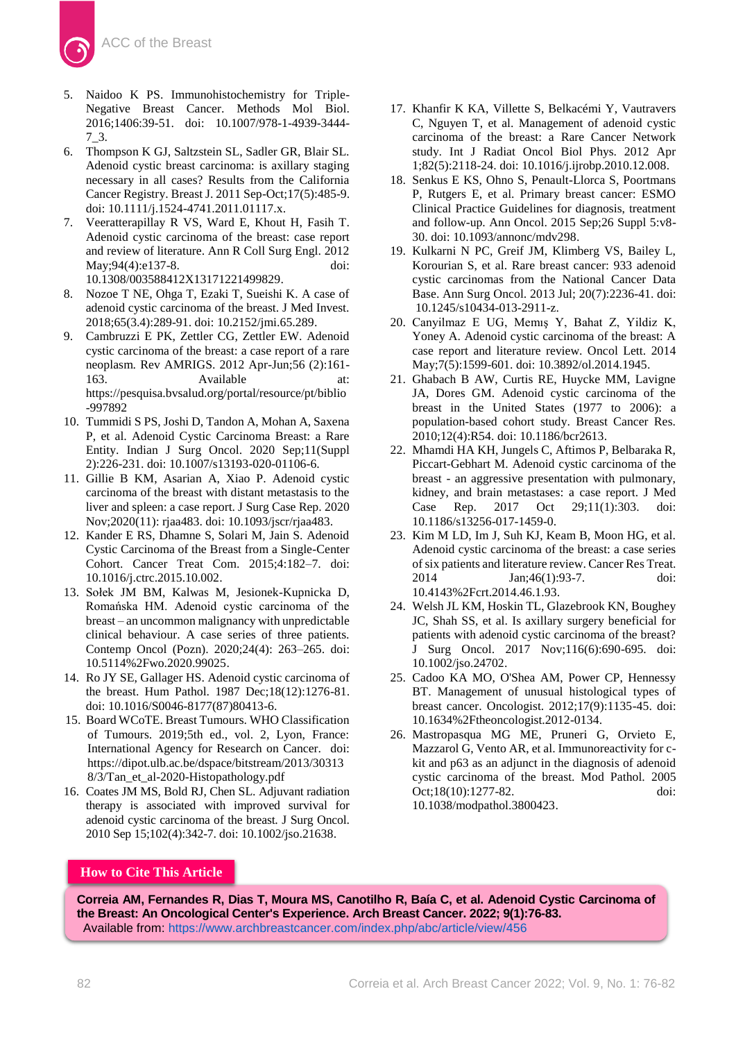5. Naidoo K PS. Immunohistochemistry for Triple-Negative Breast Cancer. Methods Mol Biol. 2016;1406:39-51. doi: 10.1007/978-1-4939-3444-7_3.
6. Thompson K GJ, Saltzstein SL, Sadler GR, Blair SL. Adenoid cystic breast carcinoma: is axillary staging necessary in all cases? Results from the California Cancer Registry. Breast J. 2011 Sep-Oct;17(5):485-9. doi: 10.1111/j.1524-4741.2011.01117.x.
7. Veeratterapillay R VS, Ward E, Khout H, Fasih T. Adenoid cystic carcinoma of the breast: case report and review of literature. Ann R Coll Surg Engl. 2012 May;94(4):e137-8. doi: 10.1308/003588412X13171221499829.
8. Nozoe T NE, Ohga T, Ezaki T, Sueishi K. A case of adenoid cystic carcinoma of the breast. J Med Invest. 2018;65(3.4):289-91. doi: 10.2152/jmi.65.289.
9. Cambruzzi E PK, Zettler CG, Zettler EW. Adenoid cystic carcinoma of the breast: a case report of a rare neoplasm. Rev AMRIGS. 2012 Apr-Jun;56 (2):161-163. Available at: https://pesquisa.bvsalud.org/portal/resource/pt/biblio-997892
10. Tummidi S PS, Joshi D, Tandon A, Mohan A, Saxena P, et al. Adenoid Cystic Carcinoma Breast: a Rare Entity. Indian J Surg Oncol. 2020 Sep;11(Suppl 2):226-231. doi: 10.1007/s13193-020-01106-6.
11. Gillie B KM, Asarian A, Xiao P. Adenoid cystic carcinoma of the breast with distant metastasis to the liver and spleen: a case report. J Surg Case Rep. 2020 Nov;2020(11): rjaa483. doi: 10.1093/jscr/rjaa483.
12. Kander E RS, Dhamne S, Solari M, Jain S. Adenoid Cystic Carcinoma of the Breast from a Single-Center Cohort. Cancer Treat Com. 2015;4:182–7. doi: 10.1016/j.ctrc.2015.10.002.
13. Sołek JM BM, Kalwas M, Jesionek-Kupnicka D, Romańska HM. Adenoid cystic carcinoma of the breast – an uncommon malignancy with unpredictable clinical behaviour. A case series of three patients. Contemp Oncol (Pozn). 2020;24(4): 263–265. doi: 10.5114%2Fwo.2020.99025.
14. Ro JY SE, Gallager HS. Adenoid cystic carcinoma of the breast. Hum Pathol. 1987 Dec;18(12):1276-81. doi: 10.1016/S0046-8177(87)80413-6.
15. Board WCoTE. Breast Tumours. WHO Classification of Tumours. 2019;5th ed., vol. 2, Lyon, France: International Agency for Research on Cancer. doi: https://dipot.ulb.ac.be/dspace/bitstream/2013/303138/3/Tan_et_al-2020-Histopathology.pdf
16. Coates JM MS, Bold RJ, Chen SL. Adjuvant radiation therapy is associated with improved survival for adenoid cystic carcinoma of the breast. J Surg Oncol. 2010 Sep 15;102(4):342-7. doi: 10.1002/jso.21638.
17. Khanfir K KA, Villette S, Belkacémi Y, Vautravers C, Nguyen T, et al. Management of adenoid cystic carcinoma of the breast: a Rare Cancer Network study. Int J Radiat Oncol Biol Phys. 2012 Apr 1;82(5):2118-24. doi: 10.1016/j.ijrobp.2010.12.008.
18. Senkus E KS, Ohno S, Penault-Llorca S, Poortmans P, Rutgers E, et al. Primary breast cancer: ESMO Clinical Practice Guidelines for diagnosis, treatment and follow-up. Ann Oncol. 2015 Sep;26 Suppl 5:v8-30. doi: 10.1093/annonc/mdv298.
19. Kulkarni N PC, Greif JM, Klimberg VS, Bailey L, Korourian S, et al. Rare breast cancer: 933 adenoid cystic carcinomas from the National Cancer Data Base. Ann Surg Oncol. 2013 Jul; 20(7):2236-41. doi: 10.1245/s10434-013-2911-z.
20. Canyilmaz E UG, Memış Y, Bahat Z, Yildiz K, Yoney A. Adenoid cystic carcinoma of the breast: A case report and literature review. Oncol Lett. 2014 May;7(5):1599-601. doi: 10.3892/ol.2014.1945.
21. Ghabach B AW, Curtis RE, Huycke MM, Lavigne JA, Dores GM. Adenoid cystic carcinoma of the breast in the United States (1977 to 2006): a population-based cohort study. Breast Cancer Res. 2010;12(4):R54. doi: 10.1186/bcr2613.
22. Mhamdi HA KH, Jungels C, Aftimos P, Belbaraka R, Piccart-Gebhart M. Adenoid cystic carcinoma of the breast - an aggressive presentation with pulmonary, kidney, and brain metastases: a case report. J Med Case Rep. 2017 Oct 29;11(1):303. doi: 10.1186/s13256-017-1459-0.
23. Kim M LD, Im J, Suh KJ, Keam B, Moon HG, et al. Adenoid cystic carcinoma of the breast: a case series of six patients and literature review. Cancer Res Treat. 2014 Jan;46(1):93-7. doi: 10.4143%2Fcrt.2014.46.1.93.
24. Welsh JL KM, Hoskin TL, Glazebrook KN, Boughey JC, Shah SS, et al. Is axillary surgery beneficial for patients with adenoid cystic carcinoma of the breast? J Surg Oncol. 2017 Nov;116(6):690-695. doi: 10.1002/jso.24702.
25. Cadoo KA MO, O'Shea AM, Power CP, Hennessy BT. Management of unusual histological types of breast cancer. Oncologist. 2012;17(9):1135-45. doi: 10.1634%2Ftheoncologist.2012-0134.
26. Mastropasqua MG ME, Pruneri G, Orvieto E, Mazzarol G, Vento AR, et al. Immunoreactivity for c-kit and p63 as an adjunct in the diagnosis of adenoid cystic carcinoma of the breast. Mod Pathol. 2005 Oct;18(10):1277-82. doi: 10.1038/modpathol.3800423.

**How to Cite This Article**

**Correia AM, Fernandes R, Dias T, Moura MS, Canotilho R, Baía C, et al. Adenoid Cystic Carcinoma of the Breast: An Oncological Center's Experience. Arch Breast Cancer. 2022; 9(1):76-83.**
Available from: https://www.archbreastcancer.com/index.php/abc/article/view/456